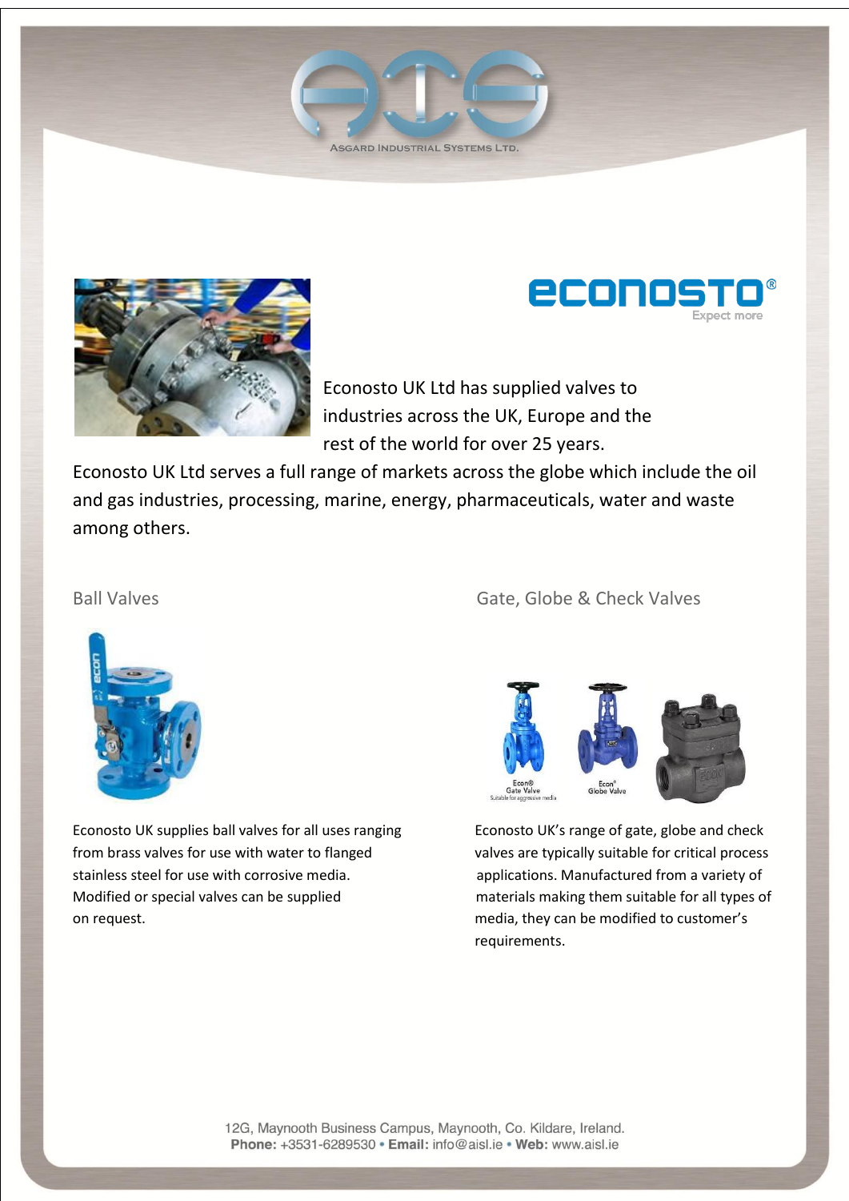Asgard Industrial Systems Ltd.

econosto® Expect more

Econosto UK Ltd has supplied valves to industries across the UK, Europe and the rest of the world for over 25 years.

Econosto UK Ltd serves a full range of markets across the globe which include the oil and gas industries, processing, marine, energy, pharmaceuticals, water and waste among others.

## Ball Valves

Econosto UK supplies ball valves for all uses ranging from brass valves for use with water to flanged stainless steel for use with corrosive media. Modified or special valves can be supplied on request.

## Gate, Globe & Check Valves

Econosto UK's range of gate, globe and check valves are typically suitable for critical process applications. Manufactured from a variety of materials making them suitable for all types of media, they can be modified to customer's requirements.

12G, Maynooth Business Campus, Maynooth, Co. Kildare, Ireland.
**Phone:** +3531-6289530 • **Email:** info@aisl.ie • **Web:** www.aisl.ie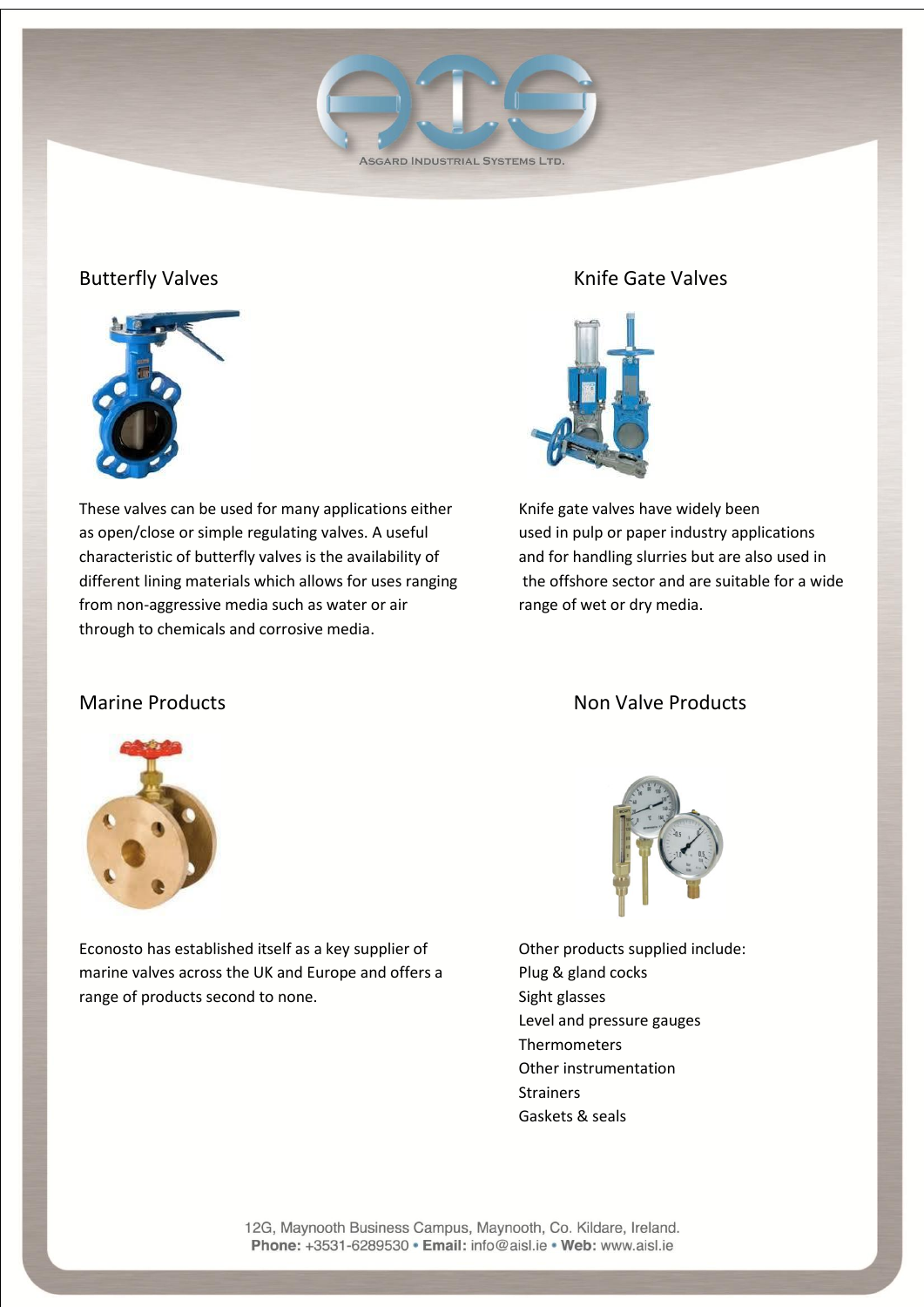ASGARD INDUSTRIAL SYSTEMS LTD.

## Butterfly Valves

These valves can be used for many applications either as open/close or simple regulating valves. A useful characteristic of butterfly valves is the availability of different lining materials which allows for uses ranging from non-aggressive media such as water or air through to chemicals and corrosive media.

## Knife Gate Valves

Knife gate valves have widely been used in pulp or paper industry applications and for handling slurries but are also used in the offshore sector and are suitable for a wide range of wet or dry media.

## Marine Products

Econosto has established itself as a key supplier of marine valves across the UK and Europe and offers a range of products second to none.

## Non Valve Products

Other products supplied include:
- Plug & gland cocks
- Sight glasses
- Level and pressure gauges
- Thermometers
- Other instrumentation
- Strainers
- Gaskets & seals

12G, Maynooth Business Campus, Maynooth, Co. Kildare, Ireland.
**Phone:** +3531-6289530 • **Email:** info@aisl.ie • **Web:** www.aisl.ie